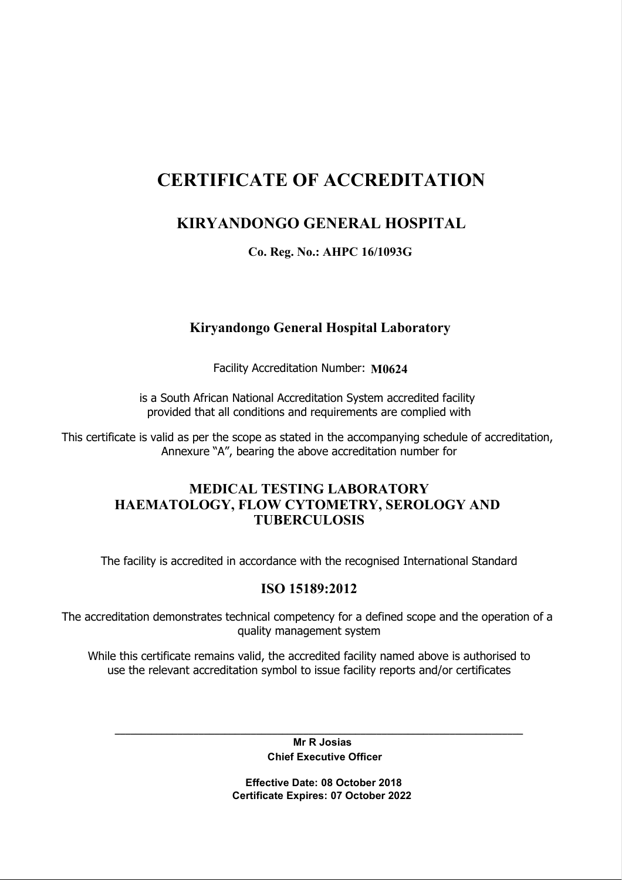# CERTIFICATE OF ACCREDITATION

## KIRYANDONGO GENERAL HOSPITAL

**Co. Reg. No.: AHPC 16/1093G**

### Kiryandongo General Hospital Laboratory

Facility Accreditation Number: **M0624**

is a South African National Accreditation System accredited facility provided that all conditions and requirements are complied with

This certificate is valid as per the scope as stated in the accompanying schedule of accreditation, Annexure "A", bearing the above accreditation number for

### MEDICAL TESTING LABORATORY
### HAEMATOLOGY, FLOW CYTOMETRY, SEROLOGY AND TUBERCULOSIS

The facility is accredited in accordance with the recognised International Standard

### ISO 15189:2012

The accreditation demonstrates technical competency for a defined scope and the operation of a quality management system

While this certificate remains valid, the accredited facility named above is authorised to use the relevant accreditation symbol to issue facility reports and/or certificates

______________________________

**Mr R Josias**
**Chief Executive Officer**

**Effective Date: 08 October 2018**
**Certificate Expires: 07 October 2022**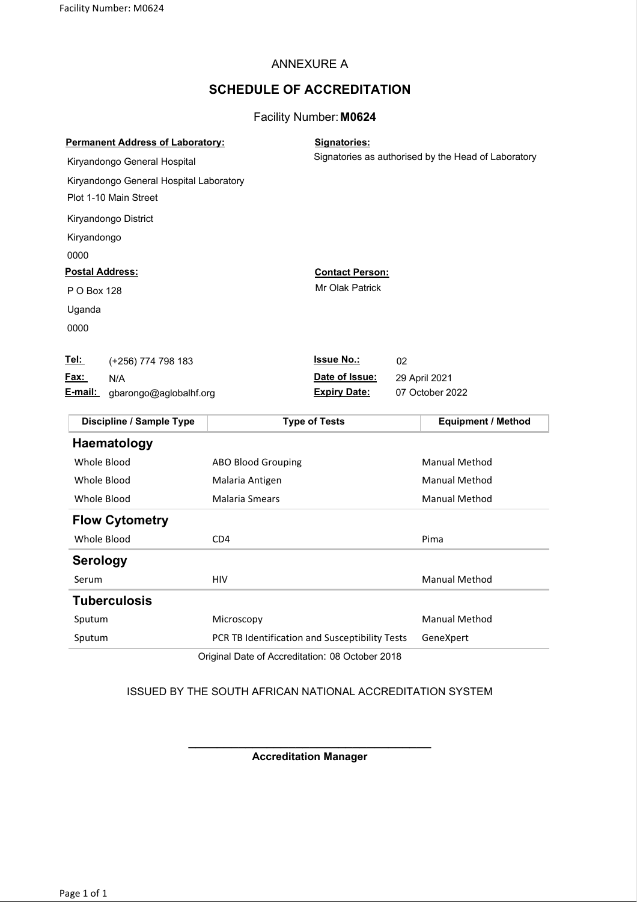ANNEXURE A

## SCHEDULE OF ACCREDITATION

Facility Number: **M0624**

**Permanent Address of Laboratory:**
Kiryandongo General Hospital
Kiryandongo General Hospital Laboratory
Plot 1-10 Main Street
Kiryandongo District
Kiryandongo
0000

**Signatories:**
Signatories as authorised by the Head of Laboratory

**Postal Address:**
P O Box 128
Uganda
0000

**Contact Person:**
Mr Olak Patrick

**Tel:** (+256) 774 798 183
**Fax:** N/A
**E-mail:** gbarongo@aglobalhf.org

**Issue No.:** 02
**Date of Issue:** 29 April 2021
**Expiry Date:** 07 October 2022

| Discipline / Sample Type | Type of Tests | Equipment / Method |
|---|---|---|
| **Haematology** | | |
| Whole Blood | ABO Blood Grouping | Manual Method |
| Whole Blood | Malaria Antigen | Manual Method |
| Whole Blood | Malaria Smears | Manual Method |
| **Flow Cytometry** | | |
| Whole Blood | CD4 | Pima |
| **Serology** | | |
| Serum | HIV | Manual Method |
| **Tuberculosis** | | |
| Sputum | Microscopy | Manual Method |
| Sputum | PCR TB Identification and Susceptibility Tests | GeneXpert |

Original Date of Accreditation: 08 October 2018

ISSUED BY THE SOUTH AFRICAN NATIONAL ACCREDITATION SYSTEM

______________________________
**Accreditation Manager**